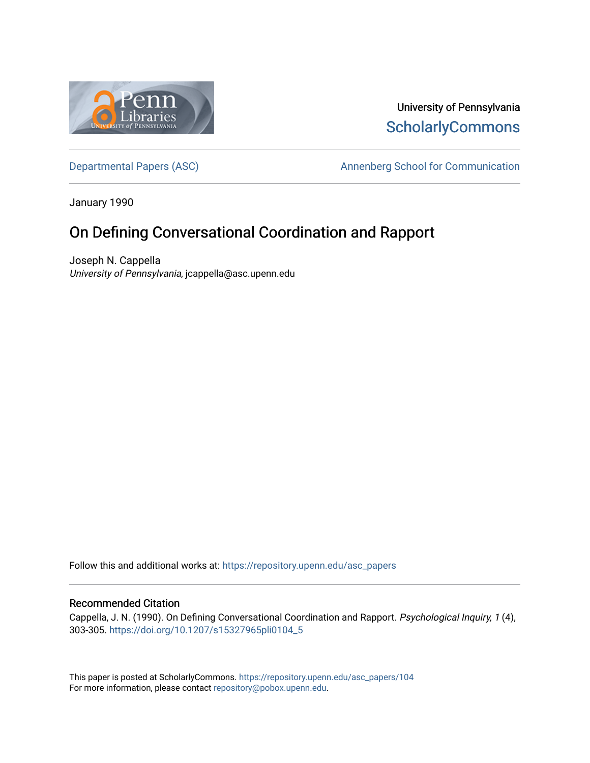University of Pennsylvania
ScholarlyCommons

Departmental Papers (ASC)

Annenberg School for Communication

January 1990

# On Defining Conversational Coordination and Rapport

Joseph N. Cappella
*University of Pennsylvania*, jcappella@asc.upenn.edu

Follow this and additional works at: https://repository.upenn.edu/asc_papers

## Recommended Citation

Cappella, J. N. (1990). On Defining Conversational Coordination and Rapport. *Psychological Inquiry, 1* (4), 303-305. https://doi.org/10.1207/s15327965pli0104_5

This paper is posted at ScholarlyCommons. https://repository.upenn.edu/asc_papers/104
For more information, please contact repository@pobox.upenn.edu.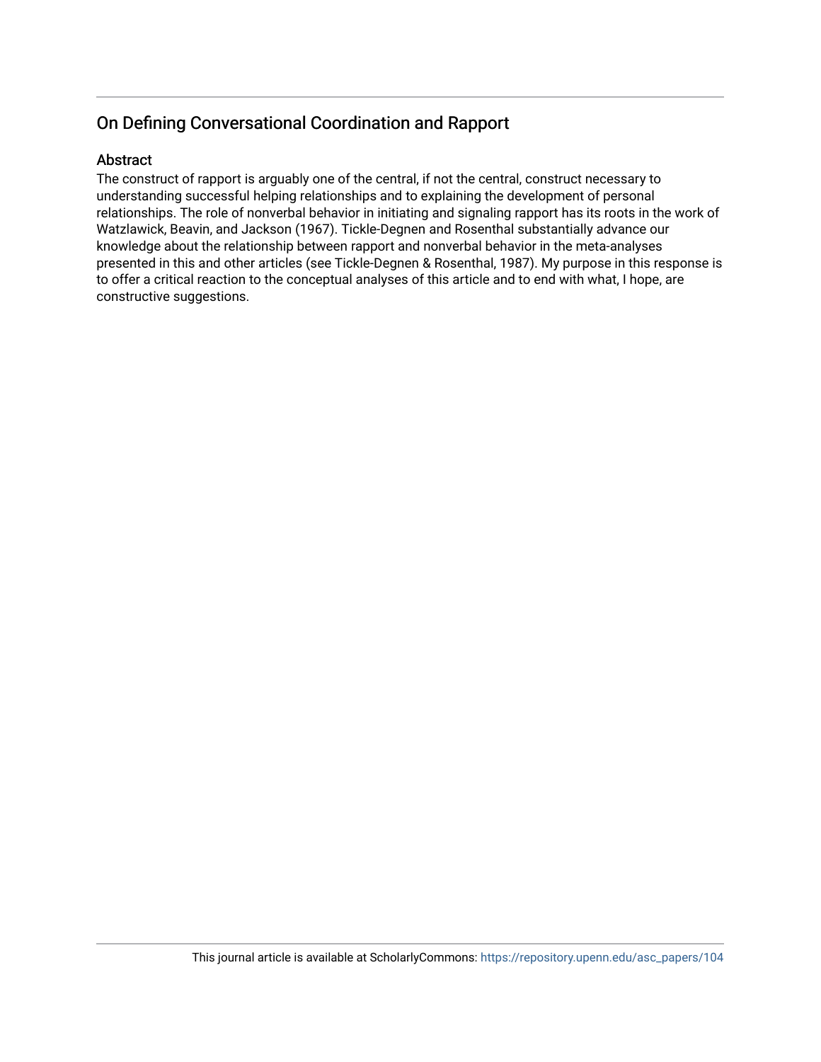## On Defining Conversational Coordination and Rapport

### Abstract

The construct of rapport is arguably one of the central, if not the central, construct necessary to understanding successful helping relationships and to explaining the development of personal relationships. The role of nonverbal behavior in initiating and signaling rapport has its roots in the work of Watzlawick, Beavin, and Jackson (1967). Tickle-Degnen and Rosenthal substantially advance our knowledge about the relationship between rapport and nonverbal behavior in the meta-analyses presented in this and other articles (see Tickle-Degnen & Rosenthal, 1987). My purpose in this response is to offer a critical reaction to the conceptual analyses of this article and to end with what, I hope, are constructive suggestions.

This journal article is available at ScholarlyCommons: https://repository.upenn.edu/asc_papers/104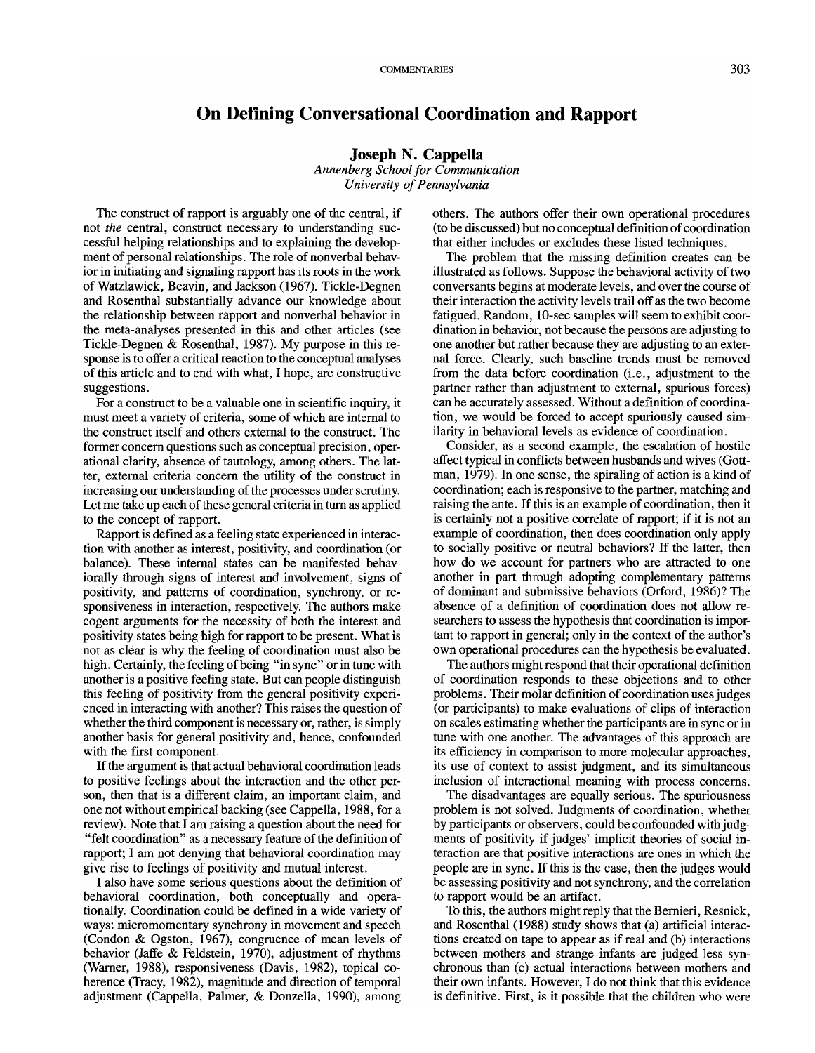# On Defining Conversational Coordination and Rapport

**Joseph N. Cappella**
*Annenberg School for Communication*
*University of Pennsylvania*

The construct of rapport is arguably one of the central, if not *the* central, construct necessary to understanding successful helping relationships and to explaining the development of personal relationships. The role of nonverbal behavior in initiating and signaling rapport has its roots in the work of Watzlawick, Beavin, and Jackson (1967). Tickle-Degnen and Rosenthal substantially advance our knowledge about the relationship between rapport and nonverbal behavior in the meta-analyses presented in this and other articles (see Tickle-Degnen & Rosenthal, 1987). My purpose in this response is to offer a critical reaction to the conceptual analyses of this article and to end with what, I hope, are constructive suggestions.

For a construct to be a valuable one in scientific inquiry, it must meet a variety of criteria, some of which are internal to the construct itself and others external to the construct. The former concern questions such as conceptual precision, operational clarity, absence of tautology, among others. The latter, external criteria concern the utility of the construct in increasing our understanding of the processes under scrutiny. Let me take up each of these general criteria in turn as applied to the concept of rapport.

Rapport is defined as a feeling state experienced in interaction with another as interest, positivity, and coordination (or balance). These internal states can be manifested behaviorally through signs of interest and involvement, signs of positivity, and patterns of coordination, synchrony, or responsiveness in interaction, respectively. The authors make cogent arguments for the necessity of both the interest and positivity states being high for rapport to be present. What is not as clear is why the feeling of coordination must also be high. Certainly, the feeling of being "in sync" or in tune with another is a positive feeling state. But can people distinguish this feeling of positivity from the general positivity experienced in interacting with another? This raises the question of whether the third component is necessary or, rather, is simply another basis for general positivity and, hence, confounded with the first component.

If the argument is that actual behavioral coordination leads to positive feelings about the interaction and the other person, then that is a different claim, an important claim, and one not without empirical backing (see Cappella, 1988, for a review). Note that I am raising a question about the need for "felt coordination" as a necessary feature of the definition of rapport; I am not denying that behavioral coordination may give rise to feelings of positivity and mutual interest.

I also have some serious questions about the definition of behavioral coordination, both conceptually and operationally. Coordination could be defined in a wide variety of ways: micromomentary synchrony in movement and speech (Condon & Ogston, 1967), congruence of mean levels of behavior (Jaffe & Feldstein, 1970), adjustment of rhythms (Warner, 1988), responsiveness (Davis, 1982), topical coherence (Tracy, 1982), magnitude and direction of temporal adjustment (Cappella, Palmer, & Donzella, 1990), among others. The authors offer their own operational procedures (to be discussed) but no conceptual definition of coordination that either includes or excludes these listed techniques.

The problem that the missing definition creates can be illustrated as follows. Suppose the behavioral activity of two conversants begins at moderate levels, and over the course of their interaction the activity levels trail off as the two become fatigued. Random, 10-sec samples will seem to exhibit coordination in behavior, not because the persons are adjusting to one another but rather because they are adjusting to an external force. Clearly, such baseline trends must be removed from the data before coordination (i.e., adjustment to the partner rather than adjustment to external, spurious forces) can be accurately assessed. Without a definition of coordination, we would be forced to accept spuriously caused similarity in behavioral levels as evidence of coordination.

Consider, as a second example, the escalation of hostile affect typical in conflicts between husbands and wives (Gottman, 1979). In one sense, the spiraling of action is a kind of coordination; each is responsive to the partner, matching and raising the ante. If this is an example of coordination, then it is certainly not a positive correlate of rapport; if it is not an example of coordination, then does coordination only apply to socially positive or neutral behaviors? If the latter, then how do we account for partners who are attracted to one another in part through adopting complementary patterns of dominant and submissive behaviors (Orford, 1986)? The absence of a definition of coordination does not allow researchers to assess the hypothesis that coordination is important to rapport in general; only in the context of the author's own operational procedures can the hypothesis be evaluated.

The authors might respond that their operational definition of coordination responds to these objections and to other problems. Their molar definition of coordination uses judges (or participants) to make evaluations of clips of interaction on scales estimating whether the participants are in sync or in tune with one another. The advantages of this approach are its efficiency in comparison to more molecular approaches, its use of context to assist judgment, and its simultaneous inclusion of interactional meaning with process concerns.

The disadvantages are equally serious. The spuriousness problem is not solved. Judgments of coordination, whether by participants or observers, could be confounded with judgments of positivity if judges' implicit theories of social interaction are that positive interactions are ones in which the people are in sync. If this is the case, then the judges would be assessing positivity and not synchrony, and the correlation to rapport would be an artifact.

To this, the authors might reply that the Bernieri, Resnick, and Rosenthal (1988) study shows that (a) artificial interactions created on tape to appear as if real and (b) interactions between mothers and strange infants are judged less synchronous than (c) actual interactions between mothers and their own infants. However, I do not think that this evidence is definitive. First, is it possible that the children who were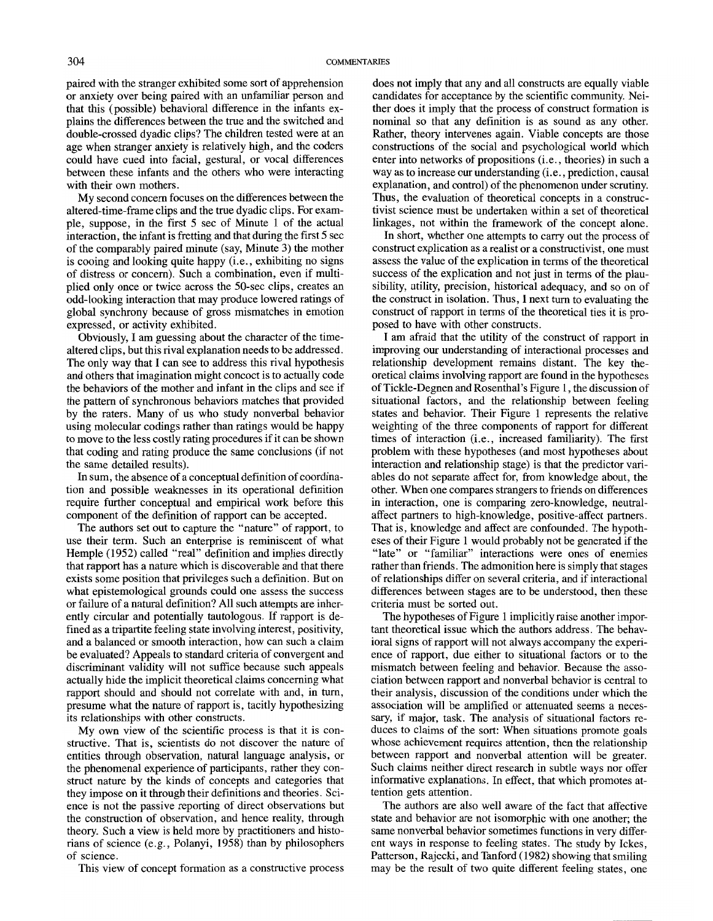paired with the stranger exhibited some sort of apprehension or anxiety over being paired with an unfamiliar person and that this (possible) behavioral difference in the infants explains the differences between the true and the switched and double-crossed dyadic clips? The children tested were at an age when stranger anxiety is relatively high, and the coders could have cued into facial, gestural, or vocal differences between these infants and the others who were interacting with their own mothers.

My second concern focuses on the differences between the altered-time-frame clips and the true dyadic clips. For example, suppose, in the first 5 sec of Minute 1 of the actual interaction, the infant is fretting and that during the first 5 sec of the comparably paired minute (say, Minute 3) the mother is cooing and looking quite happy (i.e., exhibiting no signs of distress or concern). Such a combination, even if multiplied only once or twice across the 50-sec clips, creates an odd-looking interaction that may produce lowered ratings of global synchrony because of gross mismatches in emotion expressed, or activity exhibited.

Obviously, I am guessing about the character of the time-altered clips, but this rival explanation needs to be addressed. The only way that I can see to address this rival hypothesis and others that imagination might concoct is to actually code the behaviors of the mother and infant in the clips and see if the pattern of synchronous behaviors matches that provided by the raters. Many of us who study nonverbal behavior using molecular codings rather than ratings would be happy to move to the less costly rating procedures if it can be shown that coding and rating produce the same conclusions (if not the same detailed results).

In sum, the absence of a conceptual definition of coordination and possible weaknesses in its operational definition require further conceptual and empirical work before this component of the definition of rapport can be accepted.

The authors set out to capture the "nature" of rapport, to use their term. Such an enterprise is reminiscent of what Hemple (1952) called "real" definition and implies directly that rapport has a nature which is discoverable and that there exists some position that privileges such a definition. But on what epistemological grounds could one assess the success or failure of a natural definition? All such attempts are inherently circular and potentially tautologous. If rapport is defined as a tripartite feeling state involving interest, positivity, and a balanced or smooth interaction, how can such a claim be evaluated? Appeals to standard criteria of convergent and discriminant validity will not suffice because such appeals actually hide the implicit theoretical claims concerning what rapport should and should not correlate with and, in turn, presume what the nature of rapport is, tacitly hypothesizing its relationships with other constructs.

My own view of the scientific process is that it is constructive. That is, scientists do not discover the nature of entities through observation, natural language analysis, or the phenomenal experience of participants, rather they construct nature by the kinds of concepts and categories that they impose on it through their definitions and theories. Science is not the passive reporting of direct observations but the construction of observation, and hence reality, through theory. Such a view is held more by practitioners and historians of science (e.g., Polanyi, 1958) than by philosophers of science.

This view of concept formation as a constructive process does not imply that any and all constructs are equally viable candidates for acceptance by the scientific community. Neither does it imply that the process of construct formation is nominal so that any definition is as sound as any other. Rather, theory intervenes again. Viable concepts are those constructions of the social and psychological world which enter into networks of propositions (i.e., theories) in such a way as to increase our understanding (i.e., prediction, causal explanation, and control) of the phenomenon under scrutiny. Thus, the evaluation of theoretical concepts in a constructivist science must be undertaken within a set of theoretical linkages, not within the framework of the concept alone.

In short, whether one attempts to carry out the process of construct explication as a realist or a constructivist, one must assess the value of the explication in terms of the theoretical success of the explication and not just in terms of the plausibility, utility, precision, historical adequacy, and so on of the construct in isolation. Thus, I next turn to evaluating the construct of rapport in terms of the theoretical ties it is proposed to have with other constructs.

I am afraid that the utility of the construct of rapport in improving our understanding of interactional processes and relationship development remains distant. The key theoretical claims involving rapport are found in the hypotheses of Tickle-Degnen and Rosenthal's Figure 1, the discussion of situational factors, and the relationship between feeling states and behavior. Their Figure 1 represents the relative weighting of the three components of rapport for different times of interaction (i.e., increased familiarity). The first problem with these hypotheses (and most hypotheses about interaction and relationship stage) is that the predictor variables do not separate affect for, from knowledge about, the other. When one compares strangers to friends on differences in interaction, one is comparing zero-knowledge, neutral-affect partners to high-knowledge, positive-affect partners. That is, knowledge and affect are confounded. The hypotheses of their Figure 1 would probably not be generated if the "late" or "familiar" interactions were ones of enemies rather than friends. The admonition here is simply that stages of relationships differ on several criteria, and if interactional differences between stages are to be understood, then these criteria must be sorted out.

The hypotheses of Figure 1 implicitly raise another important theoretical issue which the authors address. The behavioral signs of rapport will not always accompany the experience of rapport, due either to situational factors or to the mismatch between feeling and behavior. Because the association between rapport and nonverbal behavior is central to their analysis, discussion of the conditions under which the association will be amplified or attenuated seems a necessary, if major, task. The analysis of situational factors reduces to claims of the sort: When situations promote goals whose achievement requires attention, then the relationship between rapport and nonverbal attention will be greater. Such claims neither direct research in subtle ways nor offer informative explanations. In effect, that which promotes attention gets attention.

The authors are also well aware of the fact that affective state and behavior are not isomorphic with one another; the same nonverbal behavior sometimes functions in very different ways in response to feeling states. The study by Ickes, Patterson, Rajecki, and Tanford (1982) showing that smiling may be the result of two quite different feeling states, one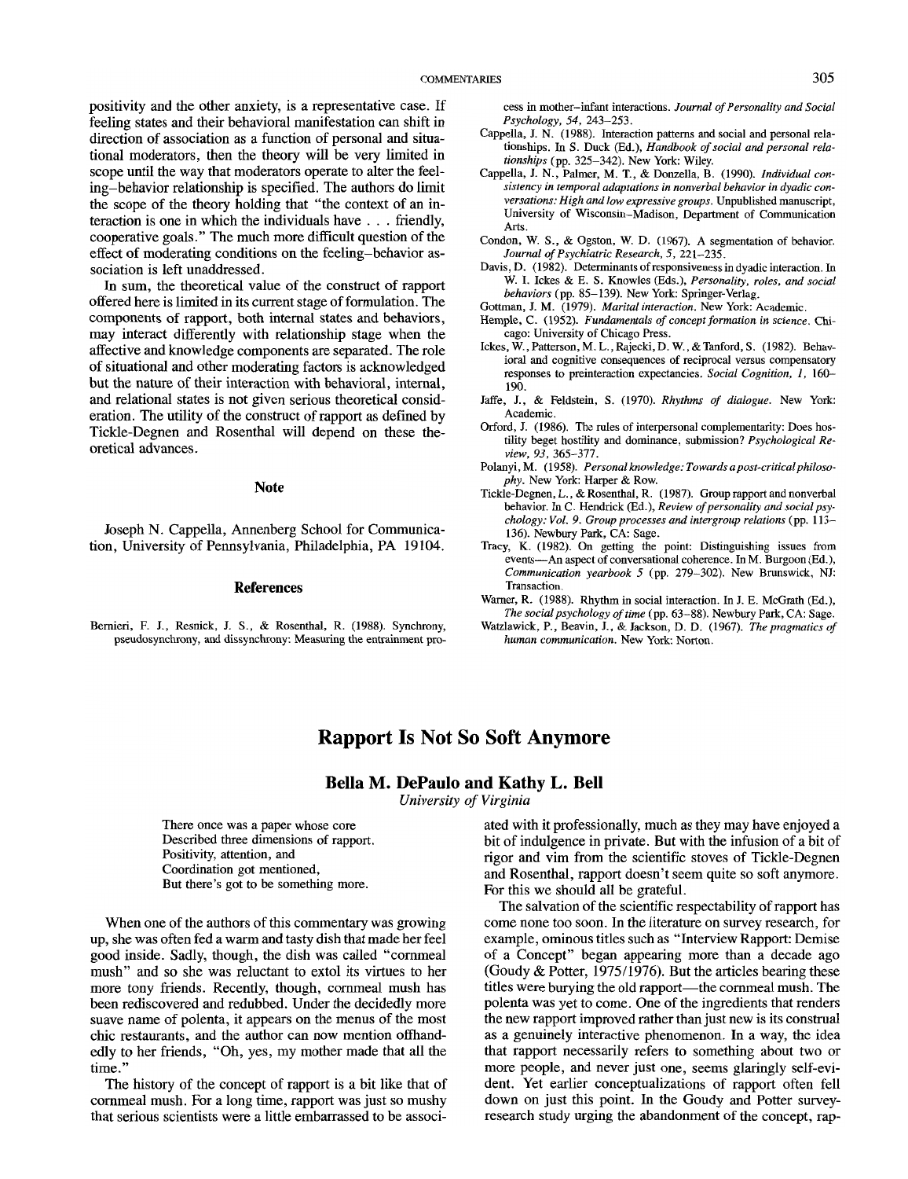positivity and the other anxiety, is a representative case. If feeling states and their behavioral manifestation can shift in direction of association as a function of personal and situational moderators, then the theory will be very limited in scope until the way that moderators operate to alter the feeling–behavior relationship is specified. The authors do limit the scope of the theory holding that "the context of an interaction is one in which the individuals have . . . friendly, cooperative goals." The much more difficult question of the effect of moderating conditions on the feeling–behavior association is left unaddressed.

In sum, the theoretical value of the construct of rapport offered here is limited in its current stage of formulation. The components of rapport, both internal states and behaviors, may interact differently with relationship stage when the affective and knowledge components are separated. The role of situational and other moderating factors is acknowledged but the nature of their interaction with behavioral, internal, and relational states is not given serious theoretical consideration. The utility of the construct of rapport as defined by Tickle-Degnen and Rosenthal will depend on these theoretical advances.

### Note

Joseph N. Cappella, Annenberg School for Communication, University of Pennsylvania, Philadelphia, PA 19104.

### References

Bernieri, F. J., Resnick, J. S., & Rosenthal, R. (1988). Synchrony, pseudosynchrony, and dissynchrony: Measuring the entrainment process in mother–infant interactions. *Journal of Personality and Social Psychology, 54*, 243–253.

Cappella, J. N. (1988). Interaction patterns and social and personal relationships. In S. Duck (Ed.), *Handbook of social and personal relationships* (pp. 325–342). New York: Wiley.

Cappella, J. N., Palmer, M. T., & Donzella, B. (1990). *Individual consistency in temporal adaptations in nonverbal behavior in dyadic conversations: High and low expressive groups.* Unpublished manuscript, University of Wisconsin–Madison, Department of Communication Arts.

Condon, W. S., & Ogston, W. D. (1967). A segmentation of behavior. *Journal of Psychiatric Research, 5*, 221–235.

Davis, D. (1982). Determinants of responsiveness in dyadic interaction. In W. I. Ickes & E. S. Knowles (Eds.), *Personality, roles, and social behaviors* (pp. 85–139). New York: Springer-Verlag.

Gottman, J. M. (1979). *Marital interaction.* New York: Academic.

Hemple, C. (1952). *Fundamentals of concept formation in science.* Chicago: University of Chicago Press.

Ickes, W., Patterson, M. L., Rajecki, D. W., & Tanford, S. (1982). Behavioral and cognitive consequences of reciprocal versus compensatory responses to preinteraction expectancies. *Social Cognition, 1*, 160–190.

Jaffe, J., & Feldstein, S. (1970). *Rhythms of dialogue.* New York: Academic.

Orford, J. (1986). The rules of interpersonal complementarity: Does hostility beget hostility and dominance, submission? *Psychological Review, 93*, 365–377.

Polanyi, M. (1958). *Personal knowledge: Towards a post-critical philosophy.* New York: Harper & Row.

Tickle-Degnen, L., & Rosenthal, R. (1987). Group rapport and nonverbal behavior. In C. Hendrick (Ed.), *Review of personality and social psychology: Vol. 9. Group processes and intergroup relations* (pp. 113–136). Newbury Park, CA: Sage.

Tracy, K. (1982). On getting the point: Distinguishing issues from events—An aspect of conversational coherence. In M. Burgoon (Ed.), *Communication yearbook 5* (pp. 279–302). New Brunswick, NJ: Transaction.

Warner, R. (1988). Rhythm in social interaction. In J. E. McGrath (Ed.), *The social psychology of time* (pp. 63–88). Newbury Park, CA: Sage.

Watzlawick, P., Beavin, J., & Jackson, D. D. (1967). *The pragmatics of human communication.* New York: Norton.

# Rapport Is Not So Soft Anymore

**Bella M. DePaulo and Kathy L. Bell**
*University of Virginia*

There once was a paper whose core
Described three dimensions of rapport.
Positivity, attention, and
Coordination got mentioned,
But there's got to be something more.

When one of the authors of this commentary was growing up, she was often fed a warm and tasty dish that made her feel good inside. Sadly, though, the dish was called "cornmeal mush" and so she was reluctant to extol its virtues to her more tony friends. Recently, though, cornmeal mush has been rediscovered and redubbed. Under the decidedly more suave name of polenta, it appears on the menus of the most chic restaurants, and the author can now mention offhandedly to her friends, "Oh, yes, my mother made that all the time."

The history of the concept of rapport is a bit like that of cornmeal mush. For a long time, rapport was just so mushy that serious scientists were a little embarrassed to be associated with it professionally, much as they may have enjoyed a bit of indulgence in private. But with the infusion of a bit of rigor and vim from the scientific stoves of Tickle-Degnen and Rosenthal, rapport doesn't seem quite so soft anymore. For this we should all be grateful.

The salvation of the scientific respectability of rapport has come none too soon. In the literature on survey research, for example, ominous titles such as "Interview Rapport: Demise of a Concept" began appearing more than a decade ago (Goudy & Potter, 1975/1976). But the articles bearing these titles were burying the old rapport—the cornmeal mush. The polenta was yet to come. One of the ingredients that renders the new rapport improved rather than just new is its construal as a genuinely interactive phenomenon. In a way, the idea that rapport necessarily refers to something about two or more people, and never just one, seems glaringly self-evident. Yet earlier conceptualizations of rapport often fell down on just this point. In the Goudy and Potter survey-research study urging the abandonment of the concept, rap-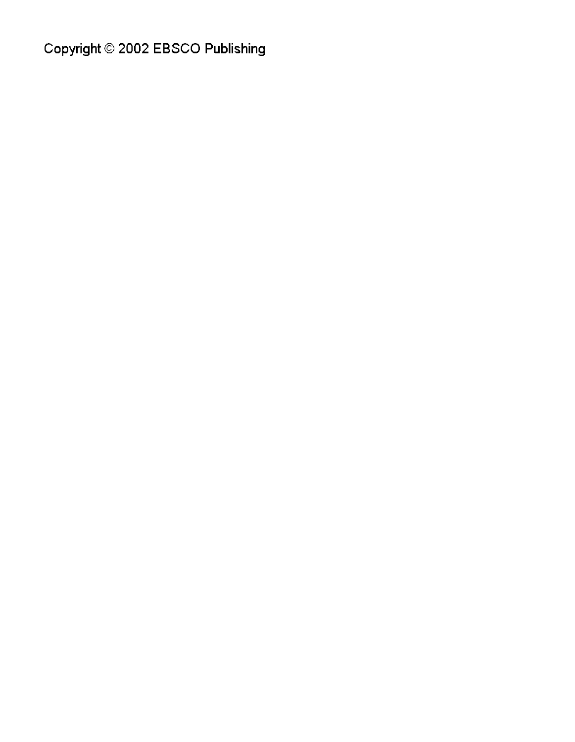Copyright © 2002 EBSCO Publishing